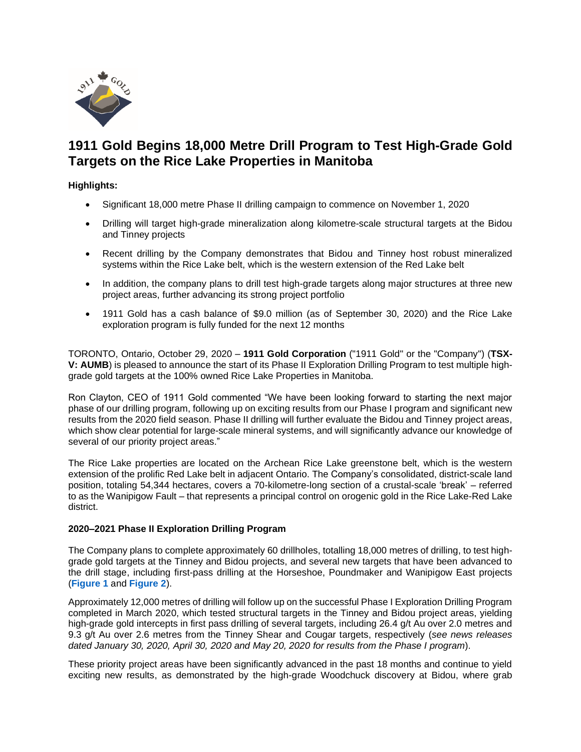# 1911 Gold Begins 18,000 Metre Drill Program to Test High-Grade Gold Targets on the Rice Lake Properties in Manitoba

**Highlights:**

- Significant 18,000 metre Phase II drilling campaign to commence on November 1, 2020
- Drilling will target high-grade mineralization along kilometre-scale structural targets at the Bidou and Tinney projects
- Recent drilling by the Company demonstrates that Bidou and Tinney host robust mineralized systems within the Rice Lake belt, which is the western extension of the Red Lake belt
- In addition, the company plans to drill test high-grade targets along major structures at three new project areas, further advancing its strong project portfolio
- 1911 Gold has a cash balance of $9.0 million (as of September 30, 2020) and the Rice Lake exploration program is fully funded for the next 12 months

TORONTO, Ontario, October 29, 2020 – **1911 Gold Corporation** ("1911 Gold" or the "Company") (**TSX-V: AUMB**) is pleased to announce the start of its Phase II Exploration Drilling Program to test multiple high-grade gold targets at the 100% owned Rice Lake Properties in Manitoba.

Ron Clayton, CEO of 1911 Gold commented "We have been looking forward to starting the next major phase of our drilling program, following up on exciting results from our Phase I program and significant new results from the 2020 field season. Phase II drilling will further evaluate the Bidou and Tinney project areas, which show clear potential for large-scale mineral systems, and will significantly advance our knowledge of several of our priority project areas."

The Rice Lake properties are located on the Archean Rice Lake greenstone belt, which is the western extension of the prolific Red Lake belt in adjacent Ontario. The Company's consolidated, district-scale land position, totaling 54,344 hectares, covers a 70-kilometre-long section of a crustal-scale 'break' – referred to as the Wanipigow Fault – that represents a principal control on orogenic gold in the Rice Lake-Red Lake district.

### 2020–2021 Phase II Exploration Drilling Program

The Company plans to complete approximately 60 drillholes, totalling 18,000 metres of drilling, to test high-grade gold targets at the Tinney and Bidou projects, and several new targets that have been advanced to the drill stage, including first-pass drilling at the Horseshoe, Poundmaker and Wanipigow East projects (**Figure 1** and **Figure 2**).

Approximately 12,000 metres of drilling will follow up on the successful Phase I Exploration Drilling Program completed in March 2020, which tested structural targets in the Tinney and Bidou project areas, yielding high-grade gold intercepts in first pass drilling of several targets, including 26.4 g/t Au over 2.0 metres and 9.3 g/t Au over 2.6 metres from the Tinney Shear and Cougar targets, respectively (*see news releases dated January 30, 2020, April 30, 2020 and May 20, 2020 for results from the Phase I program*).

These priority project areas have been significantly advanced in the past 18 months and continue to yield exciting new results, as demonstrated by the high-grade Woodchuck discovery at Bidou, where grab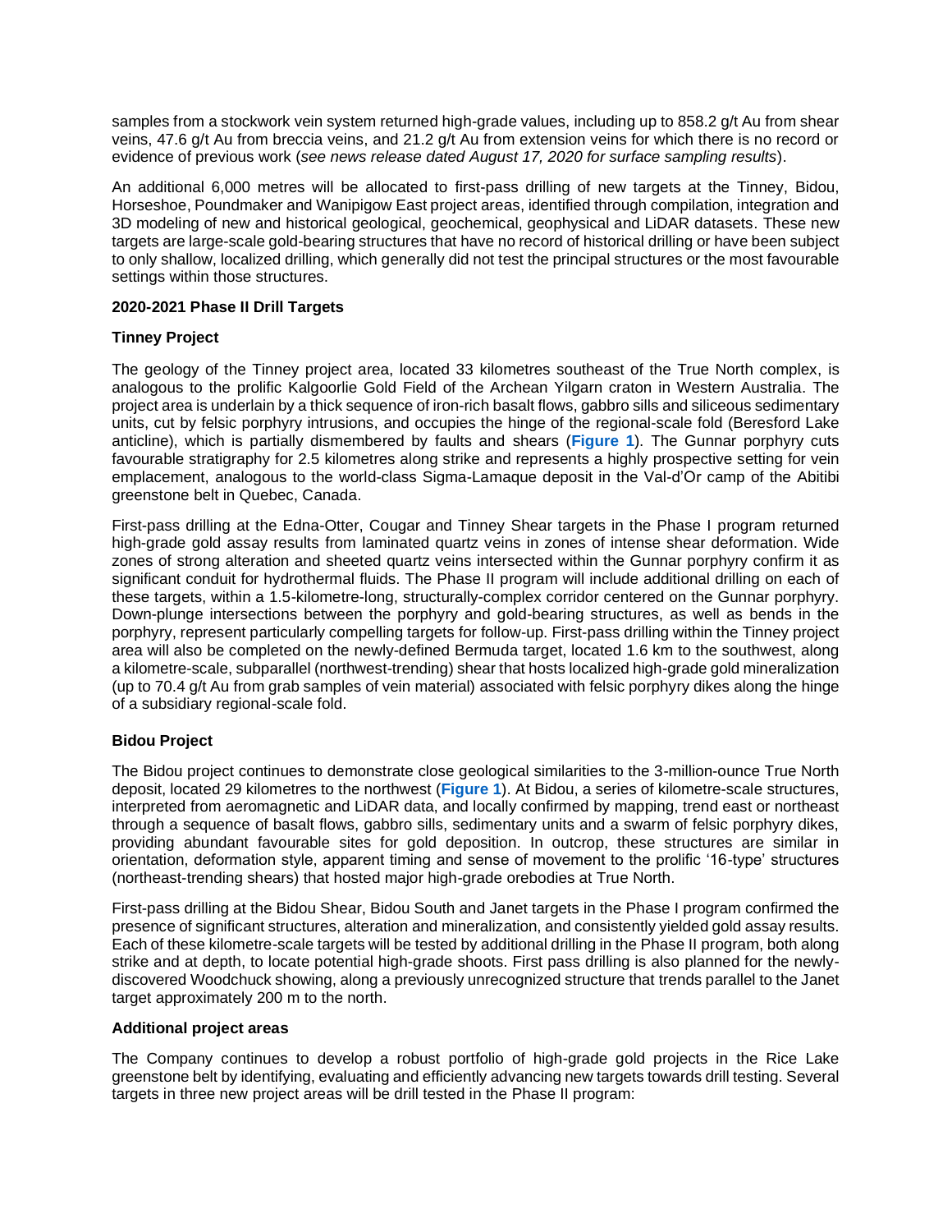samples from a stockwork vein system returned high-grade values, including up to 858.2 g/t Au from shear veins, 47.6 g/t Au from breccia veins, and 21.2 g/t Au from extension veins for which there is no record or evidence of previous work (*see news release dated August 17, 2020 for surface sampling results*).

An additional 6,000 metres will be allocated to first-pass drilling of new targets at the Tinney, Bidou, Horseshoe, Poundmaker and Wanipigow East project areas, identified through compilation, integration and 3D modeling of new and historical geological, geochemical, geophysical and LiDAR datasets. These new targets are large-scale gold-bearing structures that have no record of historical drilling or have been subject to only shallow, localized drilling, which generally did not test the principal structures or the most favourable settings within those structures.

**2020-2021 Phase II Drill Targets**

**Tinney Project**

The geology of the Tinney project area, located 33 kilometres southeast of the True North complex, is analogous to the prolific Kalgoorlie Gold Field of the Archean Yilgarn craton in Western Australia. The project area is underlain by a thick sequence of iron-rich basalt flows, gabbro sills and siliceous sedimentary units, cut by felsic porphyry intrusions, and occupies the hinge of the regional-scale fold (Beresford Lake anticline), which is partially dismembered by faults and shears (**Figure 1**). The Gunnar porphyry cuts favourable stratigraphy for 2.5 kilometres along strike and represents a highly prospective setting for vein emplacement, analogous to the world-class Sigma-Lamaque deposit in the Val-d'Or camp of the Abitibi greenstone belt in Quebec, Canada.

First-pass drilling at the Edna-Otter, Cougar and Tinney Shear targets in the Phase I program returned high-grade gold assay results from laminated quartz veins in zones of intense shear deformation. Wide zones of strong alteration and sheeted quartz veins intersected within the Gunnar porphyry confirm it as significant conduit for hydrothermal fluids. The Phase II program will include additional drilling on each of these targets, within a 1.5-kilometre-long, structurally-complex corridor centered on the Gunnar porphyry. Down-plunge intersections between the porphyry and gold-bearing structures, as well as bends in the porphyry, represent particularly compelling targets for follow-up. First-pass drilling within the Tinney project area will also be completed on the newly-defined Bermuda target, located 1.6 km to the southwest, along a kilometre-scale, subparallel (northwest-trending) shear that hosts localized high-grade gold mineralization (up to 70.4 g/t Au from grab samples of vein material) associated with felsic porphyry dikes along the hinge of a subsidiary regional-scale fold.

**Bidou Project**

The Bidou project continues to demonstrate close geological similarities to the 3-million-ounce True North deposit, located 29 kilometres to the northwest (**Figure 1**). At Bidou, a series of kilometre-scale structures, interpreted from aeromagnetic and LiDAR data, and locally confirmed by mapping, trend east or northeast through a sequence of basalt flows, gabbro sills, sedimentary units and a swarm of felsic porphyry dikes, providing abundant favourable sites for gold deposition. In outcrop, these structures are similar in orientation, deformation style, apparent timing and sense of movement to the prolific '16-type' structures (northeast-trending shears) that hosted major high-grade orebodies at True North.

First-pass drilling at the Bidou Shear, Bidou South and Janet targets in the Phase I program confirmed the presence of significant structures, alteration and mineralization, and consistently yielded gold assay results. Each of these kilometre-scale targets will be tested by additional drilling in the Phase II program, both along strike and at depth, to locate potential high-grade shoots. First pass drilling is also planned for the newly-discovered Woodchuck showing, along a previously unrecognized structure that trends parallel to the Janet target approximately 200 m to the north.

**Additional project areas**

The Company continues to develop a robust portfolio of high-grade gold projects in the Rice Lake greenstone belt by identifying, evaluating and efficiently advancing new targets towards drill testing. Several targets in three new project areas will be drill tested in the Phase II program: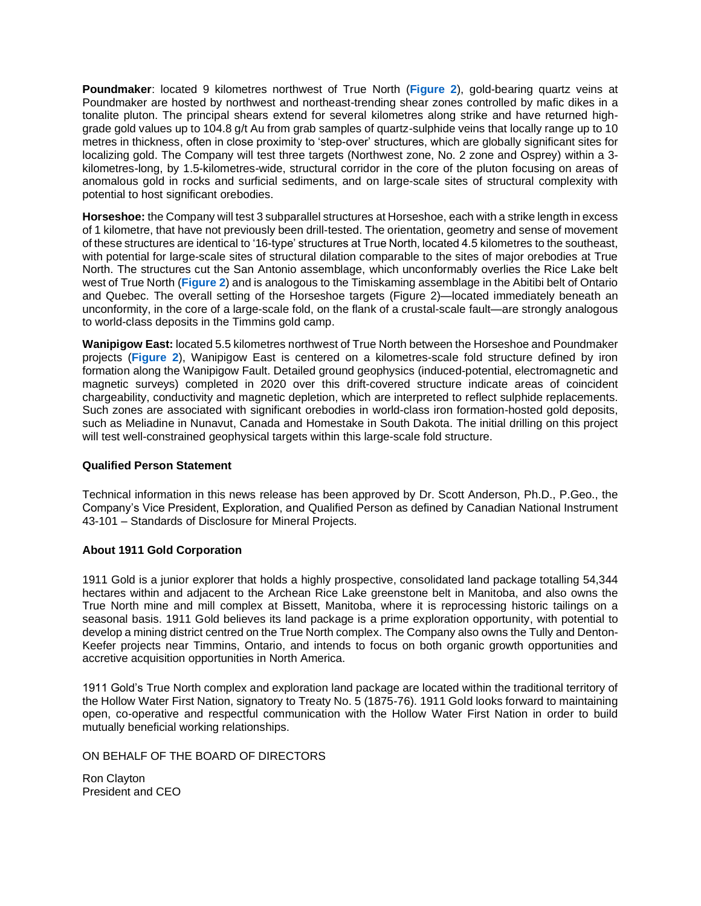**Poundmaker**: located 9 kilometres northwest of True North (**Figure 2**), gold-bearing quartz veins at Poundmaker are hosted by northwest and northeast-trending shear zones controlled by mafic dikes in a tonalite pluton. The principal shears extend for several kilometres along strike and have returned high-grade gold values up to 104.8 g/t Au from grab samples of quartz-sulphide veins that locally range up to 10 metres in thickness, often in close proximity to 'step-over' structures, which are globally significant sites for localizing gold. The Company will test three targets (Northwest zone, No. 2 zone and Osprey) within a 3-kilometres-long, by 1.5-kilometres-wide, structural corridor in the core of the pluton focusing on areas of anomalous gold in rocks and surficial sediments, and on large-scale sites of structural complexity with potential to host significant orebodies.

**Horseshoe:** the Company will test 3 subparallel structures at Horseshoe, each with a strike length in excess of 1 kilometre, that have not previously been drill-tested. The orientation, geometry and sense of movement of these structures are identical to '16-type' structures at True North, located 4.5 kilometres to the southeast, with potential for large-scale sites of structural dilation comparable to the sites of major orebodies at True North. The structures cut the San Antonio assemblage, which unconformably overlies the Rice Lake belt west of True North (**Figure 2**) and is analogous to the Timiskaming assemblage in the Abitibi belt of Ontario and Quebec. The overall setting of the Horseshoe targets (Figure 2)—located immediately beneath an unconformity, in the core of a large-scale fold, on the flank of a crustal-scale fault—are strongly analogous to world-class deposits in the Timmins gold camp.

**Wanipigow East:** located 5.5 kilometres northwest of True North between the Horseshoe and Poundmaker projects (**Figure 2**), Wanipigow East is centered on a kilometres-scale fold structure defined by iron formation along the Wanipigow Fault. Detailed ground geophysics (induced-potential, electromagnetic and magnetic surveys) completed in 2020 over this drift-covered structure indicate areas of coincident chargeability, conductivity and magnetic depletion, which are interpreted to reflect sulphide replacements. Such zones are associated with significant orebodies in world-class iron formation-hosted gold deposits, such as Meliadine in Nunavut, Canada and Homestake in South Dakota. The initial drilling on this project will test well-constrained geophysical targets within this large-scale fold structure.

**Qualified Person Statement**

Technical information in this news release has been approved by Dr. Scott Anderson, Ph.D., P.Geo., the Company's Vice President, Exploration, and Qualified Person as defined by Canadian National Instrument 43-101 – Standards of Disclosure for Mineral Projects.

**About 1911 Gold Corporation**

1911 Gold is a junior explorer that holds a highly prospective, consolidated land package totalling 54,344 hectares within and adjacent to the Archean Rice Lake greenstone belt in Manitoba, and also owns the True North mine and mill complex at Bissett, Manitoba, where it is reprocessing historic tailings on a seasonal basis. 1911 Gold believes its land package is a prime exploration opportunity, with potential to develop a mining district centred on the True North complex. The Company also owns the Tully and Denton-Keefer projects near Timmins, Ontario, and intends to focus on both organic growth opportunities and accretive acquisition opportunities in North America.

1911 Gold's True North complex and exploration land package are located within the traditional territory of the Hollow Water First Nation, signatory to Treaty No. 5 (1875-76). 1911 Gold looks forward to maintaining open, co-operative and respectful communication with the Hollow Water First Nation in order to build mutually beneficial working relationships.

ON BEHALF OF THE BOARD OF DIRECTORS

Ron Clayton
President and CEO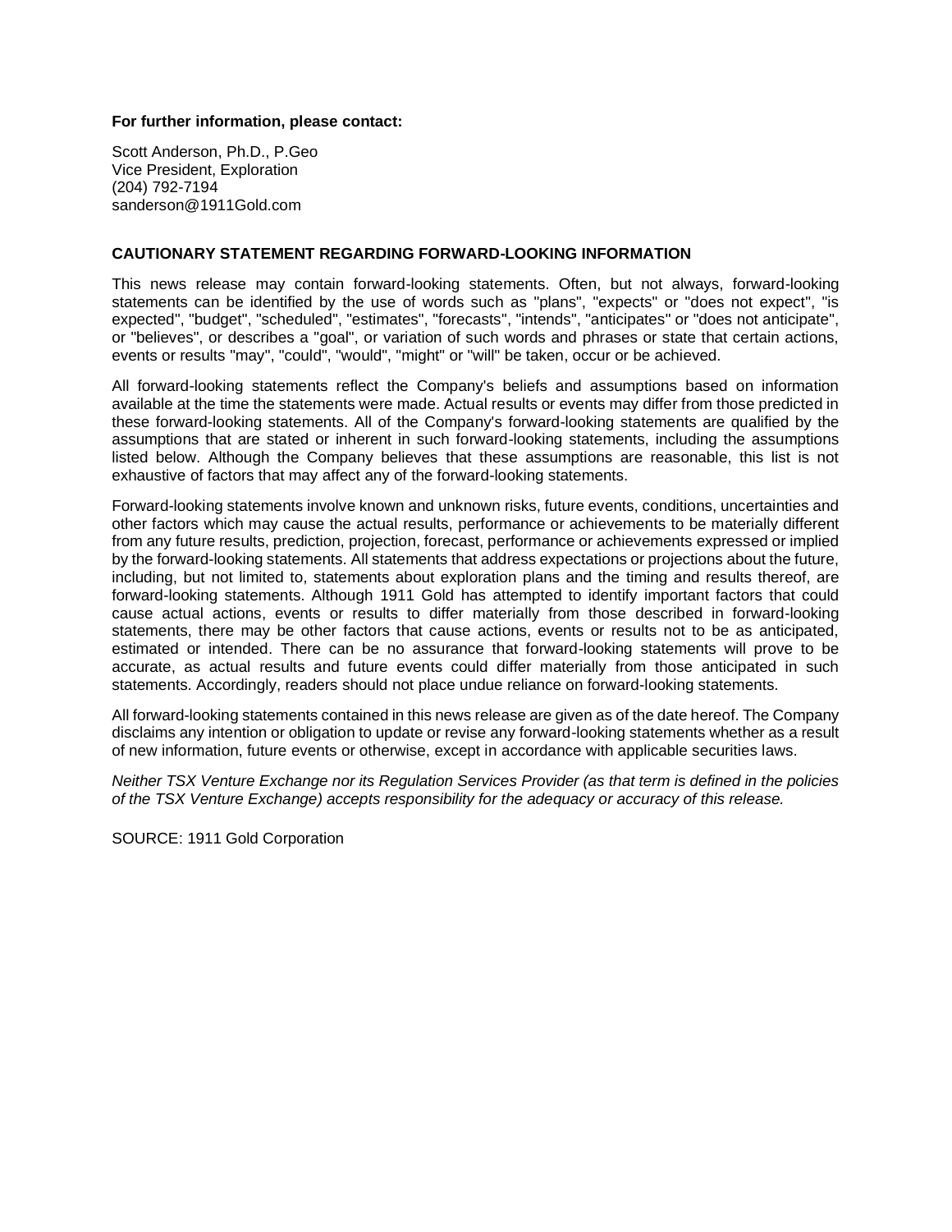**For further information, please contact:**

Scott Anderson, Ph.D., P.Geo
Vice President, Exploration
(204) 792-7194
sanderson@1911Gold.com

**CAUTIONARY STATEMENT REGARDING FORWARD-LOOKING INFORMATION**

This news release may contain forward-looking statements. Often, but not always, forward-looking statements can be identified by the use of words such as "plans", "expects" or "does not expect", "is expected", "budget", "scheduled", "estimates", "forecasts", "intends", "anticipates" or "does not anticipate", or "believes", or describes a "goal", or variation of such words and phrases or state that certain actions, events or results "may", "could", "would", "might" or "will" be taken, occur or be achieved.

All forward-looking statements reflect the Company's beliefs and assumptions based on information available at the time the statements were made. Actual results or events may differ from those predicted in these forward-looking statements. All of the Company's forward-looking statements are qualified by the assumptions that are stated or inherent in such forward-looking statements, including the assumptions listed below. Although the Company believes that these assumptions are reasonable, this list is not exhaustive of factors that may affect any of the forward-looking statements.

Forward-looking statements involve known and unknown risks, future events, conditions, uncertainties and other factors which may cause the actual results, performance or achievements to be materially different from any future results, prediction, projection, forecast, performance or achievements expressed or implied by the forward-looking statements. All statements that address expectations or projections about the future, including, but not limited to, statements about exploration plans and the timing and results thereof, are forward-looking statements. Although 1911 Gold has attempted to identify important factors that could cause actual actions, events or results to differ materially from those described in forward-looking statements, there may be other factors that cause actions, events or results not to be as anticipated, estimated or intended. There can be no assurance that forward-looking statements will prove to be accurate, as actual results and future events could differ materially from those anticipated in such statements. Accordingly, readers should not place undue reliance on forward-looking statements.

All forward-looking statements contained in this news release are given as of the date hereof. The Company disclaims any intention or obligation to update or revise any forward-looking statements whether as a result of new information, future events or otherwise, except in accordance with applicable securities laws.

*Neither TSX Venture Exchange nor its Regulation Services Provider (as that term is defined in the policies of the TSX Venture Exchange) accepts responsibility for the adequacy or accuracy of this release.*

SOURCE: 1911 Gold Corporation